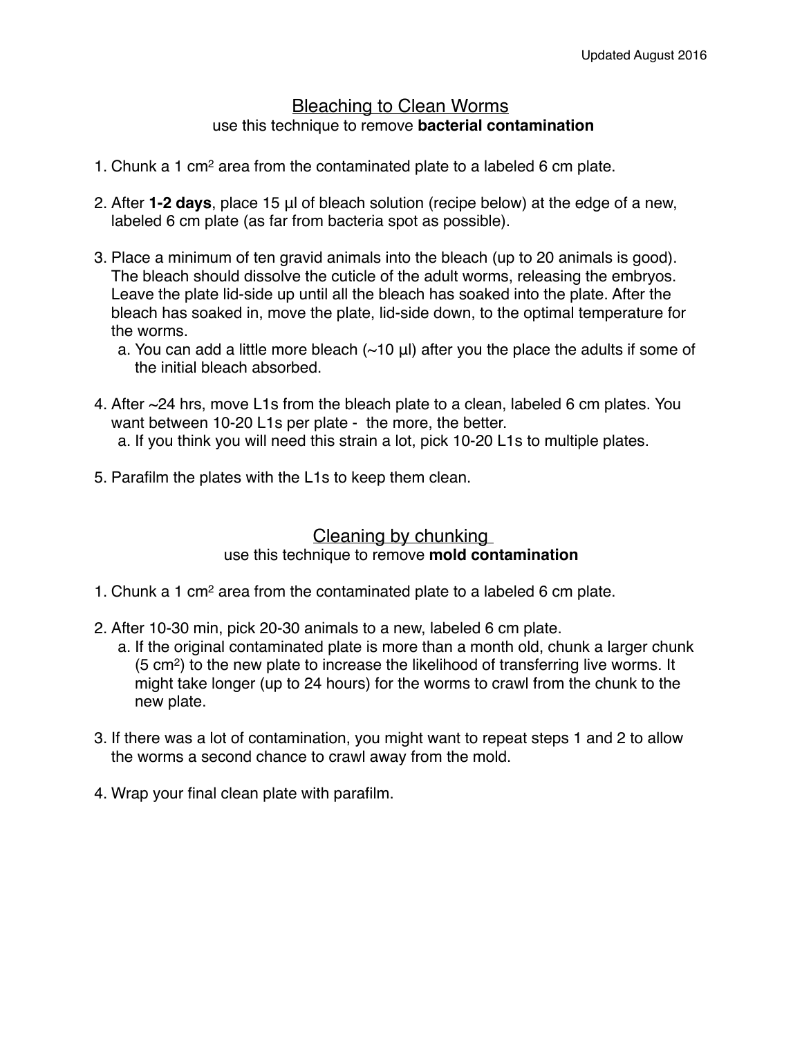Updated August 2016

# Bleaching to Clean Worms

use this technique to remove **bacterial contamination**

1. Chunk a 1 $cm^2$ area from the contaminated plate to a labeled 6 cm plate.
2. After **1-2 days**, place 15 µl of bleach solution (recipe below) at the edge of a new, labeled 6 cm plate (as far from bacteria spot as possible).
3. Place a minimum of ten gravid animals into the bleach (up to 20 animals is good). The bleach should dissolve the cuticle of the adult worms, releasing the embryos. Leave the plate lid-side up until all the bleach has soaked into the plate. After the bleach has soaked in, move the plate, lid-side down, to the optimal temperature for the worms.
   a. You can add a little more bleach (~10 µl) after you the place the adults if some of the initial bleach absorbed.
4. After ~24 hrs, move L1s from the bleach plate to a clean, labeled 6 cm plates. You want between 10-20 L1s per plate - the more, the better.
   a. If you think you will need this strain a lot, pick 10-20 L1s to multiple plates.
5. Parafilm the plates with the L1s to keep them clean.

# Cleaning by chunking

use this technique to remove **mold contamination**

1. Chunk a 1 $cm^2$ area from the contaminated plate to a labeled 6 cm plate.
2. After 10-30 min, pick 20-30 animals to a new, labeled 6 cm plate.
   a. If the original contaminated plate is more than a month old, chunk a larger chunk (5 $cm^2$) to the new plate to increase the likelihood of transferring live worms. It might take longer (up to 24 hours) for the worms to crawl from the chunk to the new plate.
3. If there was a lot of contamination, you might want to repeat steps 1 and 2 to allow the worms a second chance to crawl away from the mold.
4. Wrap your final clean plate with parafilm.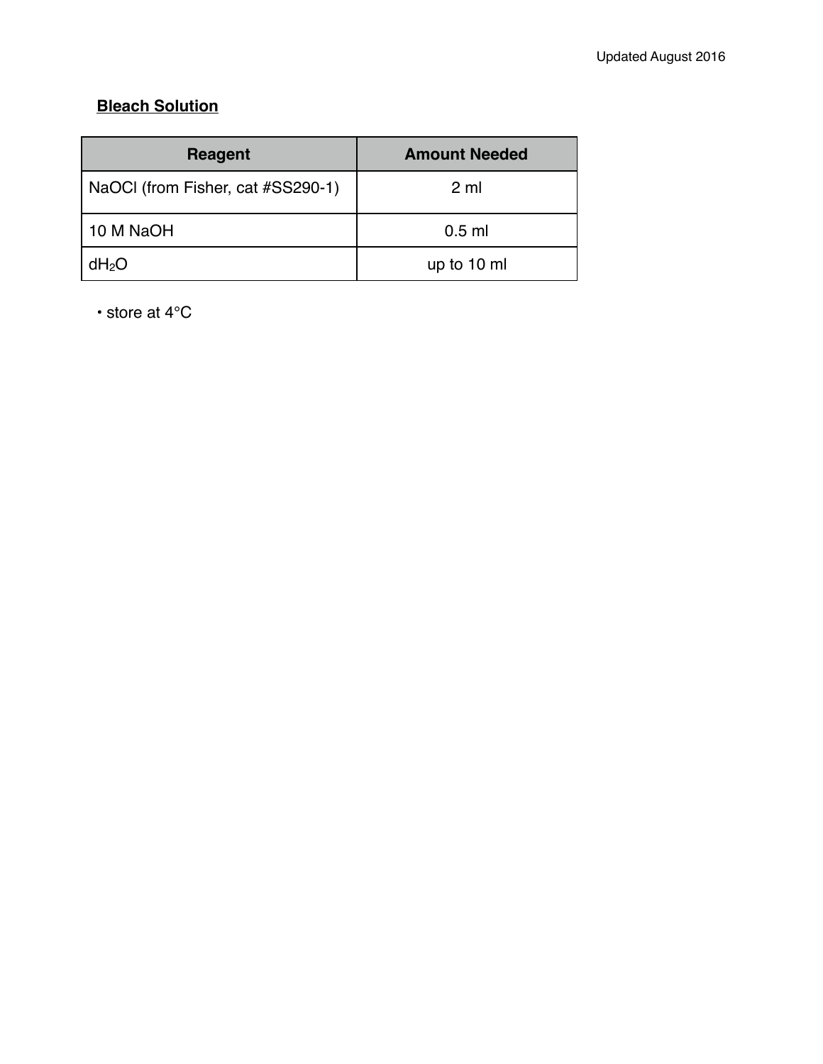**Bleach Solution**

| Reagent | Amount Needed |
| --- | --- |
| NaOCl (from Fisher, cat #SS290-1) | 2 ml |
| 10 M NaOH | 0.5 ml |
| $dH_2O$ | up to 10 ml |

- store at 4°C